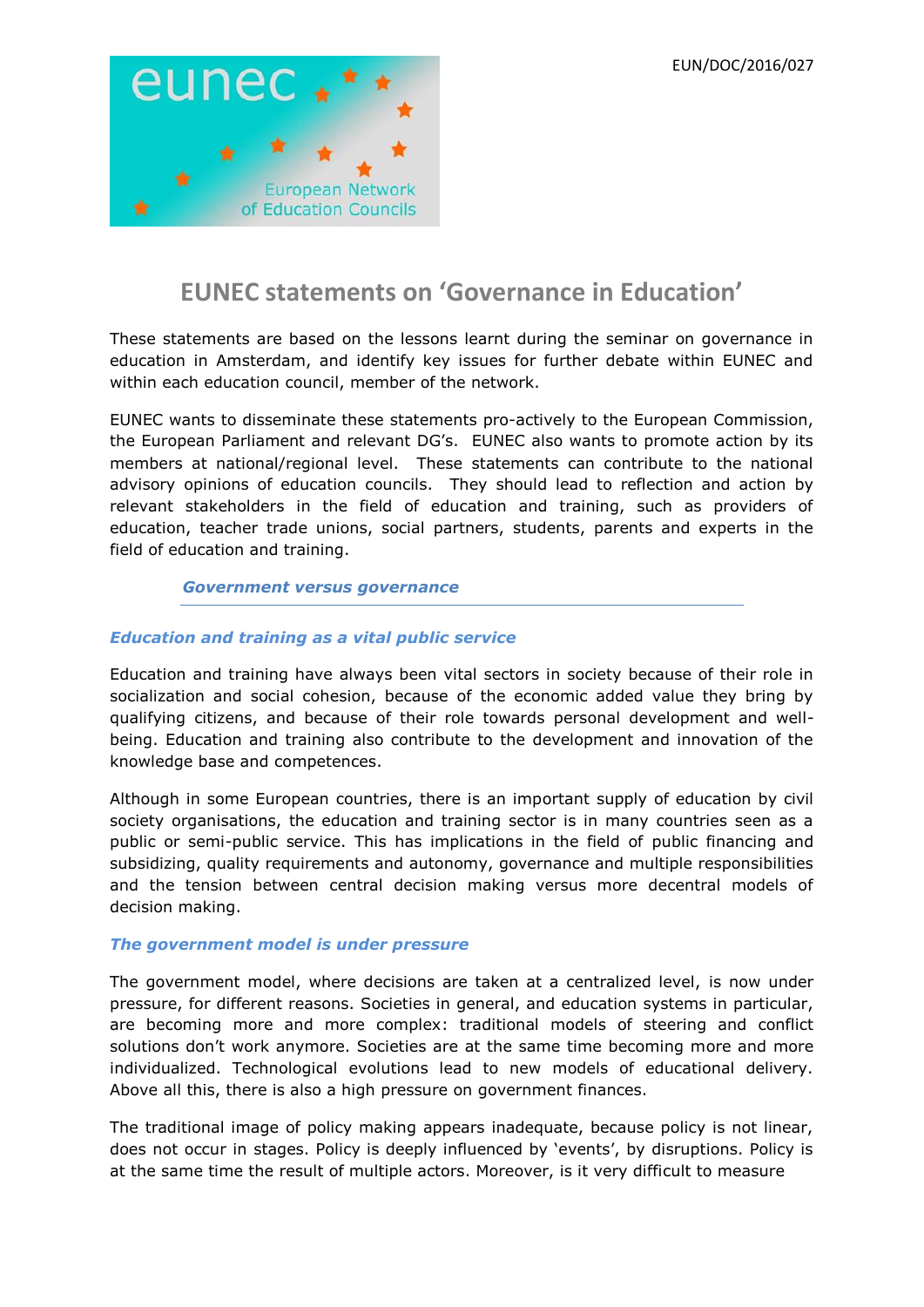EUN/DOC/2016/027

eunec

European Network of Education Councils

# EUNEC statements on 'Governance in Education'

These statements are based on the lessons learnt during the seminar on governance in education in Amsterdam, and identify key issues for further debate within EUNEC and within each education council, member of the network.

EUNEC wants to disseminate these statements pro-actively to the European Commission, the European Parliament and relevant DG's. EUNEC also wants to promote action by its members at national/regional level. These statements can contribute to the national advisory opinions of education councils. They should lead to reflection and action by relevant stakeholders in the field of education and training, such as providers of education, teacher trade unions, social partners, students, parents and experts in the field of education and training.

## *Government versus governance*

### *Education and training as a vital public service*

Education and training have always been vital sectors in society because of their role in socialization and social cohesion, because of the economic added value they bring by qualifying citizens, and because of their role towards personal development and well-being. Education and training also contribute to the development and innovation of the knowledge base and competences.

Although in some European countries, there is an important supply of education by civil society organisations, the education and training sector is in many countries seen as a public or semi-public service. This has implications in the field of public financing and subsidizing, quality requirements and autonomy, governance and multiple responsibilities and the tension between central decision making versus more decentral models of decision making.

### *The government model is under pressure*

The government model, where decisions are taken at a centralized level, is now under pressure, for different reasons. Societies in general, and education systems in particular, are becoming more and more complex: traditional models of steering and conflict solutions don't work anymore. Societies are at the same time becoming more and more individualized. Technological evolutions lead to new models of educational delivery. Above all this, there is also a high pressure on government finances.

The traditional image of policy making appears inadequate, because policy is not linear, does not occur in stages. Policy is deeply influenced by 'events', by disruptions. Policy is at the same time the result of multiple actors. Moreover, is it very difficult to measure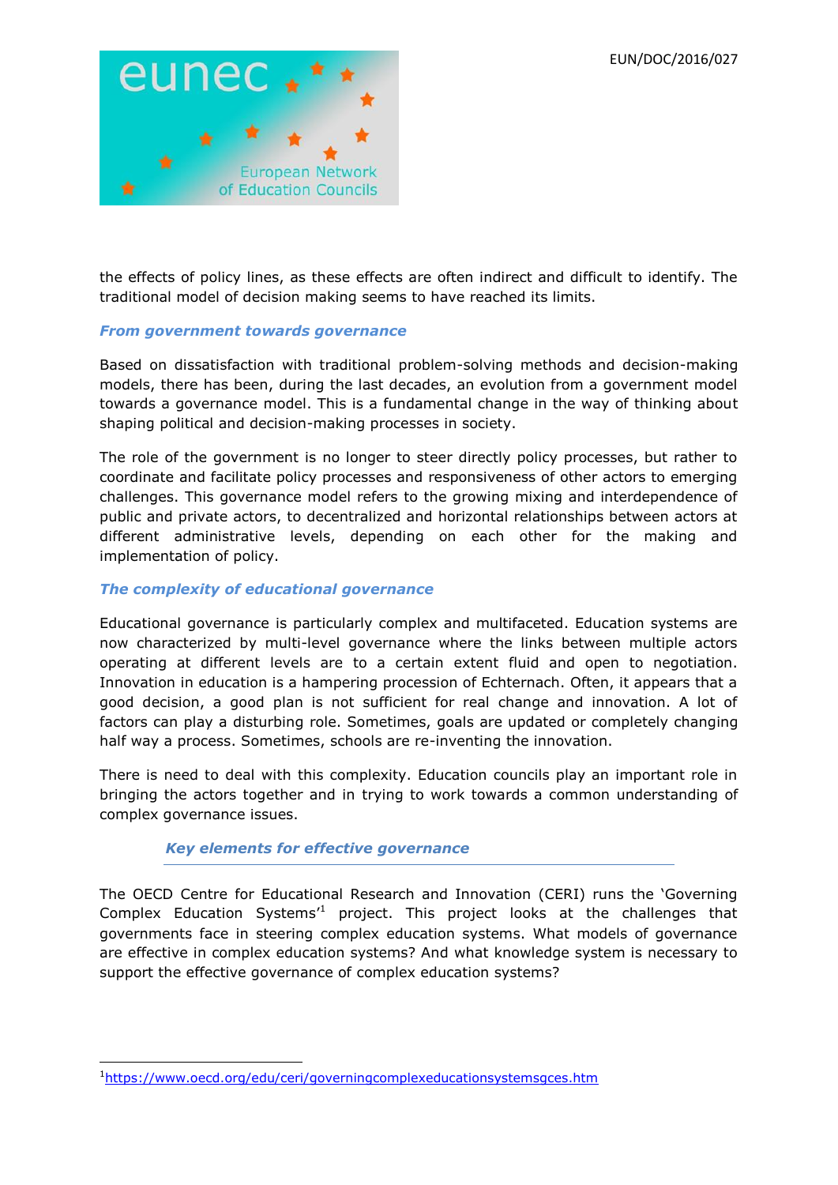the effects of policy lines, as these effects are often indirect and difficult to identify. The traditional model of decision making seems to have reached its limits.

### *From government towards governance*

Based on dissatisfaction with traditional problem-solving methods and decision-making models, there has been, during the last decades, an evolution from a government model towards a governance model. This is a fundamental change in the way of thinking about shaping political and decision-making processes in society.

The role of the government is no longer to steer directly policy processes, but rather to coordinate and facilitate policy processes and responsiveness of other actors to emerging challenges. This governance model refers to the growing mixing and interdependence of public and private actors, to decentralized and horizontal relationships between actors at different administrative levels, depending on each other for the making and implementation of policy.

### *The complexity of educational governance*

Educational governance is particularly complex and multifaceted. Education systems are now characterized by multi-level governance where the links between multiple actors operating at different levels are to a certain extent fluid and open to negotiation. Innovation in education is a hampering procession of Echternach. Often, it appears that a good decision, a good plan is not sufficient for real change and innovation. A lot of factors can play a disturbing role. Sometimes, goals are updated or completely changing half way a process. Sometimes, schools are re-inventing the innovation.

There is need to deal with this complexity. Education councils play an important role in bringing the actors together and in trying to work towards a common understanding of complex governance issues.

## *Key elements for effective governance*

The OECD Centre for Educational Research and Innovation (CERI) runs the 'Governing Complex Education Systems'[1] project. This project looks at the challenges that governments face in steering complex education systems. What models of governance are effective in complex education systems? And what knowledge system is necessary to support the effective governance of complex education systems?

---

[1] https://www.oecd.org/edu/ceri/governingcomplexeducationsystemsgces.htm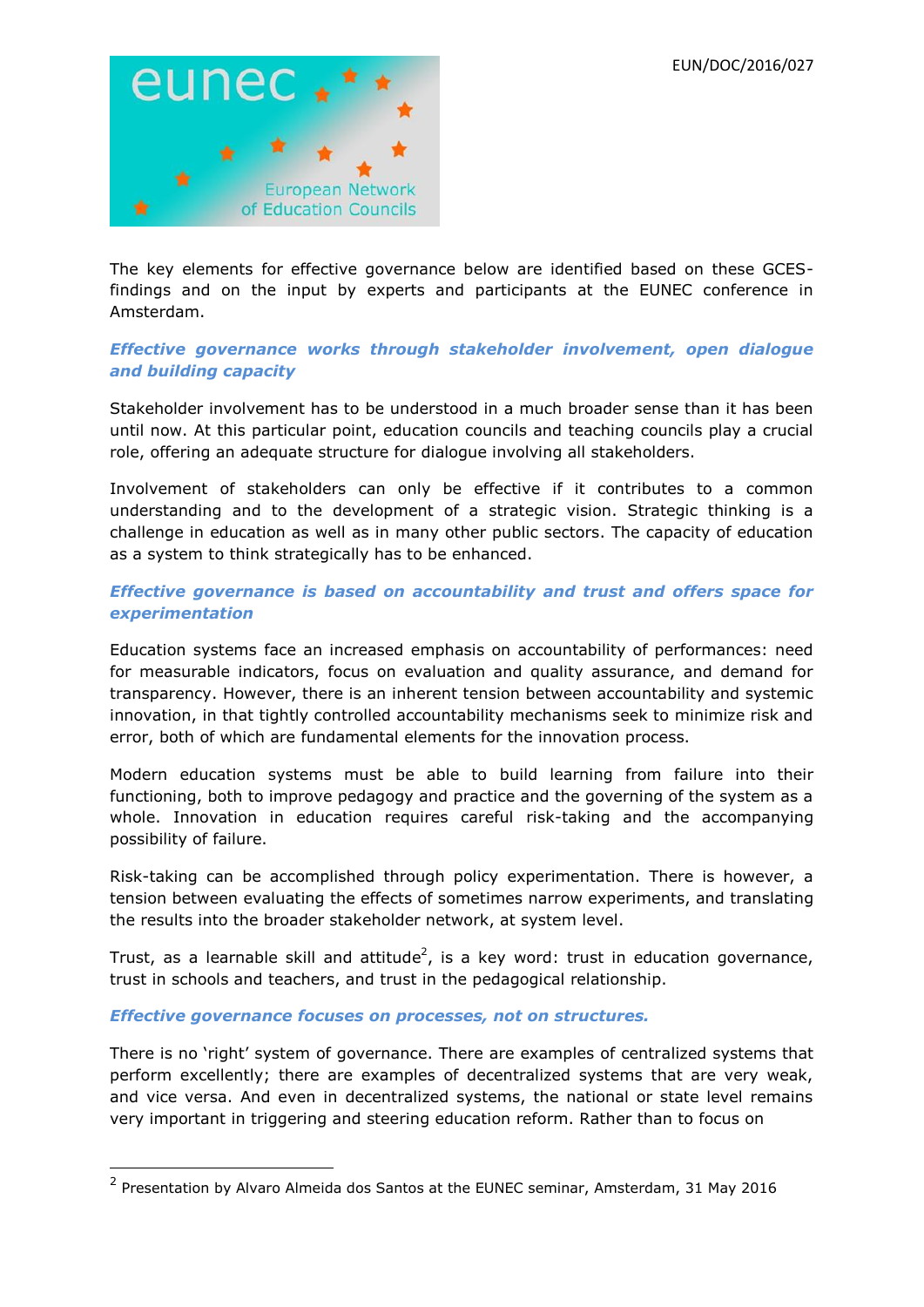The key elements for effective governance below are identified based on these GCES-findings and on the input by experts and participants at the EUNEC conference in Amsterdam.

### *Effective governance works through stakeholder involvement, open dialogue and building capacity*

Stakeholder involvement has to be understood in a much broader sense than it has been until now. At this particular point, education councils and teaching councils play a crucial role, offering an adequate structure for dialogue involving all stakeholders.

Involvement of stakeholders can only be effective if it contributes to a common understanding and to the development of a strategic vision. Strategic thinking is a challenge in education as well as in many other public sectors. The capacity of education as a system to think strategically has to be enhanced.

### *Effective governance is based on accountability and trust and offers space for experimentation*

Education systems face an increased emphasis on accountability of performances: need for measurable indicators, focus on evaluation and quality assurance, and demand for transparency. However, there is an inherent tension between accountability and systemic innovation, in that tightly controlled accountability mechanisms seek to minimize risk and error, both of which are fundamental elements for the innovation process.

Modern education systems must be able to build learning from failure into their functioning, both to improve pedagogy and practice and the governing of the system as a whole. Innovation in education requires careful risk-taking and the accompanying possibility of failure.

Risk-taking can be accomplished through policy experimentation. There is however, a tension between evaluating the effects of sometimes narrow experiments, and translating the results into the broader stakeholder network, at system level.

Trust, as a learnable skill and attitude[2], is a key word: trust in education governance, trust in schools and teachers, and trust in the pedagogical relationship.

### *Effective governance focuses on processes, not on structures.*

There is no 'right' system of governance. There are examples of centralized systems that perform excellently; there are examples of decentralized systems that are very weak, and vice versa. And even in decentralized systems, the national or state level remains very important in triggering and steering education reform. Rather than to focus on

[2] Presentation by Alvaro Almeida dos Santos at the EUNEC seminar, Amsterdam, 31 May 2016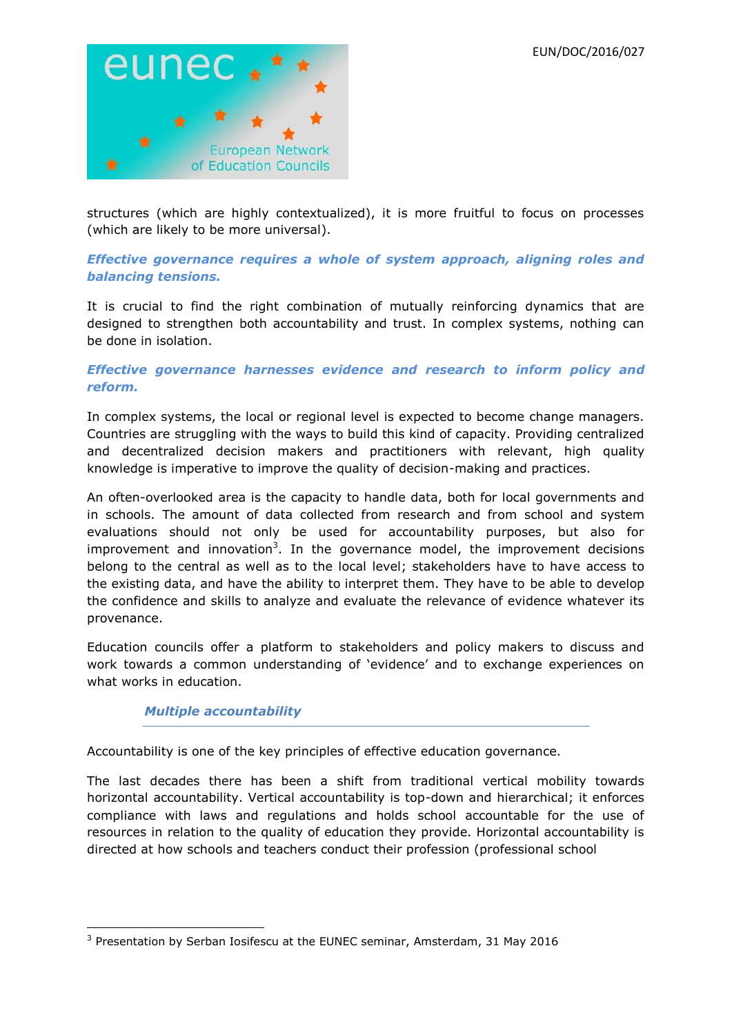structures (which are highly contextualized), it is more fruitful to focus on processes (which are likely to be more universal).

***Effective governance requires a whole of system approach, aligning roles and balancing tensions.***

It is crucial to find the right combination of mutually reinforcing dynamics that are designed to strengthen both accountability and trust. In complex systems, nothing can be done in isolation.

***Effective governance harnesses evidence and research to inform policy and reform.***

In complex systems, the local or regional level is expected to become change managers. Countries are struggling with the ways to build this kind of capacity. Providing centralized and decentralized decision makers and practitioners with relevant, high quality knowledge is imperative to improve the quality of decision-making and practices.

An often-overlooked area is the capacity to handle data, both for local governments and in schools. The amount of data collected from research and from school and system evaluations should not only be used for accountability purposes, but also for improvement and innovation[3]. In the governance model, the improvement decisions belong to the central as well as to the local level; stakeholders have to have access to the existing data, and have the ability to interpret them. They have to be able to develop the confidence and skills to analyze and evaluate the relevance of evidence whatever its provenance.

Education councils offer a platform to stakeholders and policy makers to discuss and work towards a common understanding of 'evidence' and to exchange experiences on what works in education.

### *Multiple accountability*

Accountability is one of the key principles of effective education governance.

The last decades there has been a shift from traditional vertical mobility towards horizontal accountability. Vertical accountability is top-down and hierarchical; it enforces compliance with laws and regulations and holds school accountable for the use of resources in relation to the quality of education they provide. Horizontal accountability is directed at how schools and teachers conduct their profession (professional school

[3] Presentation by Serban Iosifescu at the EUNEC seminar, Amsterdam, 31 May 2016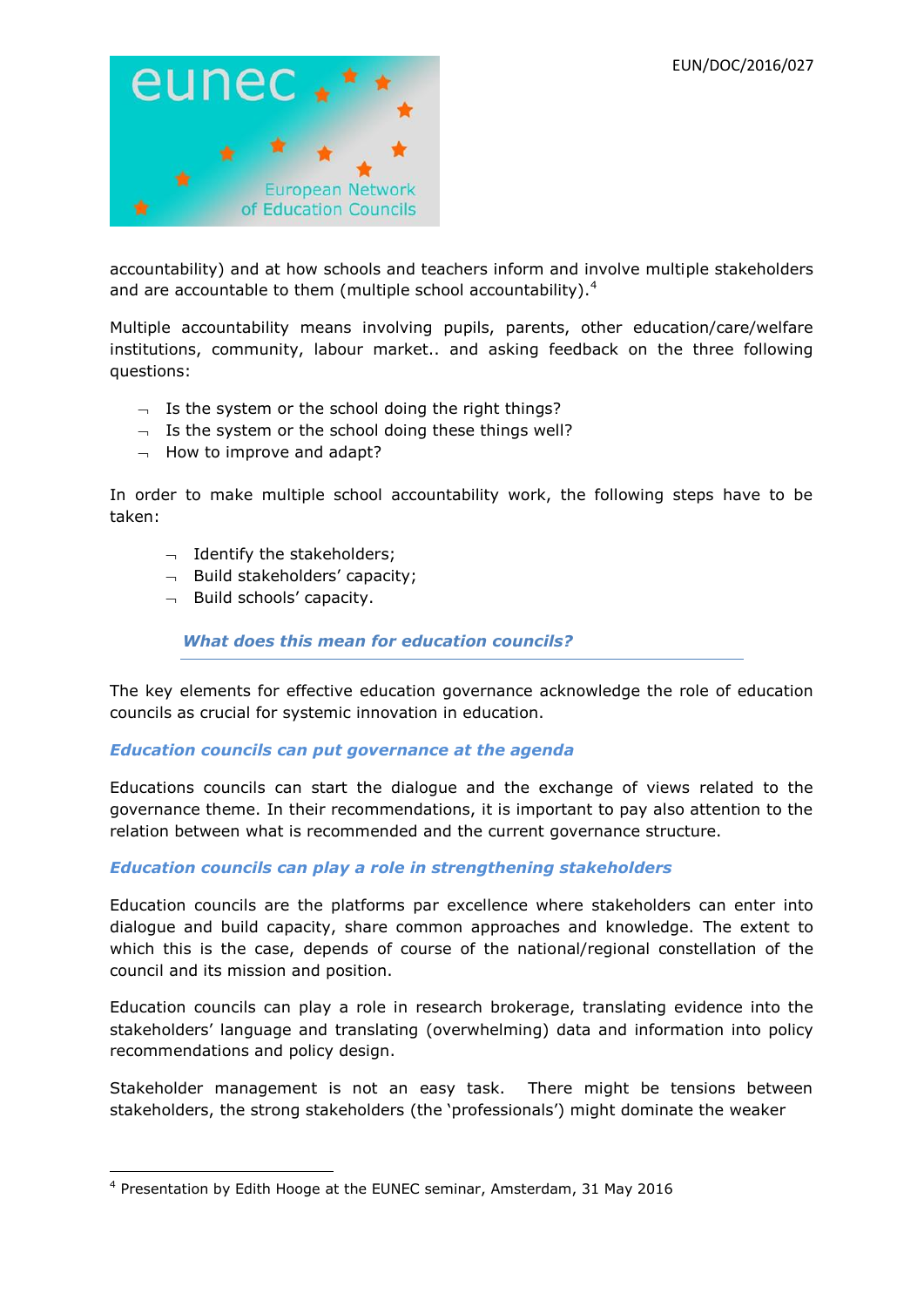accountability) and at how schools and teachers inform and involve multiple stakeholders and are accountable to them (multiple school accountability).[4]

Multiple accountability means involving pupils, parents, other education/care/welfare institutions, community, labour market.. and asking feedback on the three following questions:

- Is the system or the school doing the right things?
- Is the system or the school doing these things well?
- How to improve and adapt?

In order to make multiple school accountability work, the following steps have to be taken:

- Identify the stakeholders;
- Build stakeholders' capacity;
- Build schools' capacity.

## *What does this mean for education councils?*

The key elements for effective education governance acknowledge the role of education councils as crucial for systemic innovation in education.

### *Education councils can put governance at the agenda*

Educations councils can start the dialogue and the exchange of views related to the governance theme. In their recommendations, it is important to pay also attention to the relation between what is recommended and the current governance structure.

### *Education councils can play a role in strengthening stakeholders*

Education councils are the platforms par excellence where stakeholders can enter into dialogue and build capacity, share common approaches and knowledge. The extent to which this is the case, depends of course of the national/regional constellation of the council and its mission and position.

Education councils can play a role in research brokerage, translating evidence into the stakeholders' language and translating (overwhelming) data and information into policy recommendations and policy design.

Stakeholder management is not an easy task. There might be tensions between stakeholders, the strong stakeholders (the 'professionals') might dominate the weaker

---

[4] Presentation by Edith Hooge at the EUNEC seminar, Amsterdam, 31 May 2016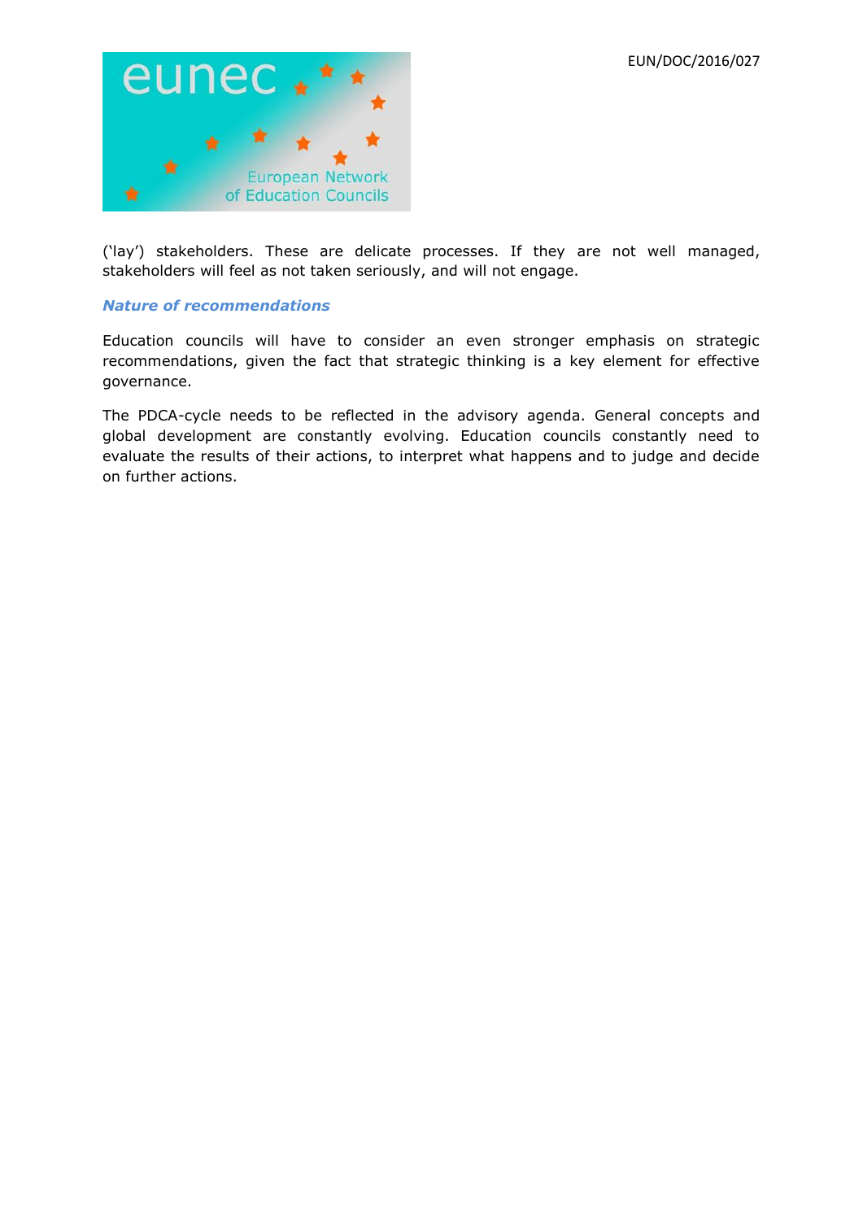('lay') stakeholders. These are delicate processes. If they are not well managed, stakeholders will feel as not taken seriously, and will not engage.

### *Nature of recommendations*

Education councils will have to consider an even stronger emphasis on strategic recommendations, given the fact that strategic thinking is a key element for effective governance.

The PDCA-cycle needs to be reflected in the advisory agenda. General concepts and global development are constantly evolving. Education councils constantly need to evaluate the results of their actions, to interpret what happens and to judge and decide on further actions.